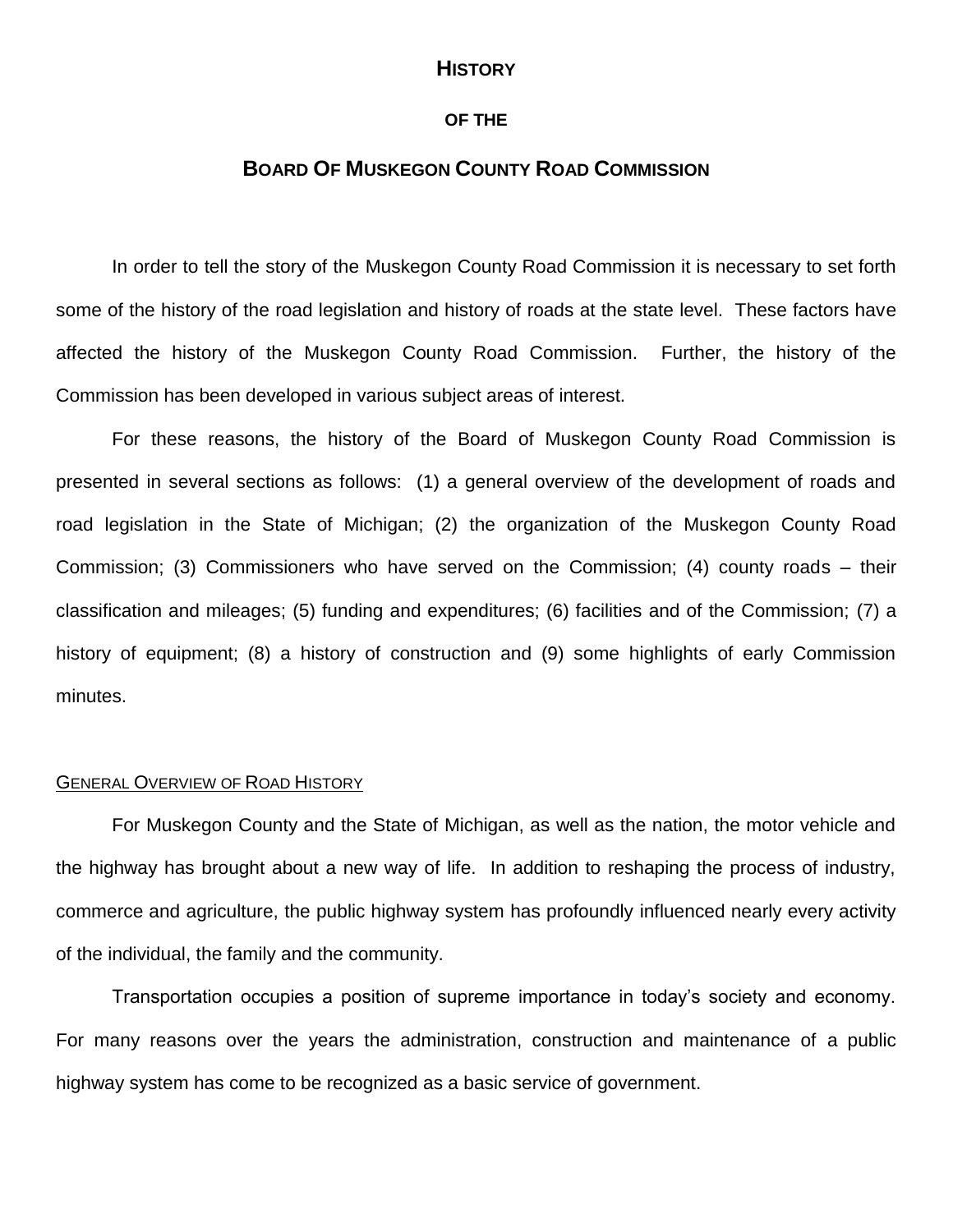# HISTORY

## OF THE

## BOARD OF MUSKEGON COUNTY ROAD COMMISSION

In order to tell the story of the Muskegon County Road Commission it is necessary to set forth some of the history of the road legislation and history of roads at the state level. These factors have affected the history of the Muskegon County Road Commission. Further, the history of the Commission has been developed in various subject areas of interest.

For these reasons, the history of the Board of Muskegon County Road Commission is presented in several sections as follows: (1) a general overview of the development of roads and road legislation in the State of Michigan; (2) the organization of the Muskegon County Road Commission; (3) Commissioners who have served on the Commission; (4) county roads – their classification and mileages; (5) funding and expenditures; (6) facilities and of the Commission; (7) a history of equipment; (8) a history of construction and (9) some highlights of early Commission minutes.

### GENERAL OVERVIEW OF ROAD HISTORY

For Muskegon County and the State of Michigan, as well as the nation, the motor vehicle and the highway has brought about a new way of life. In addition to reshaping the process of industry, commerce and agriculture, the public highway system has profoundly influenced nearly every activity of the individual, the family and the community.

Transportation occupies a position of supreme importance in today's society and economy. For many reasons over the years the administration, construction and maintenance of a public highway system has come to be recognized as a basic service of government.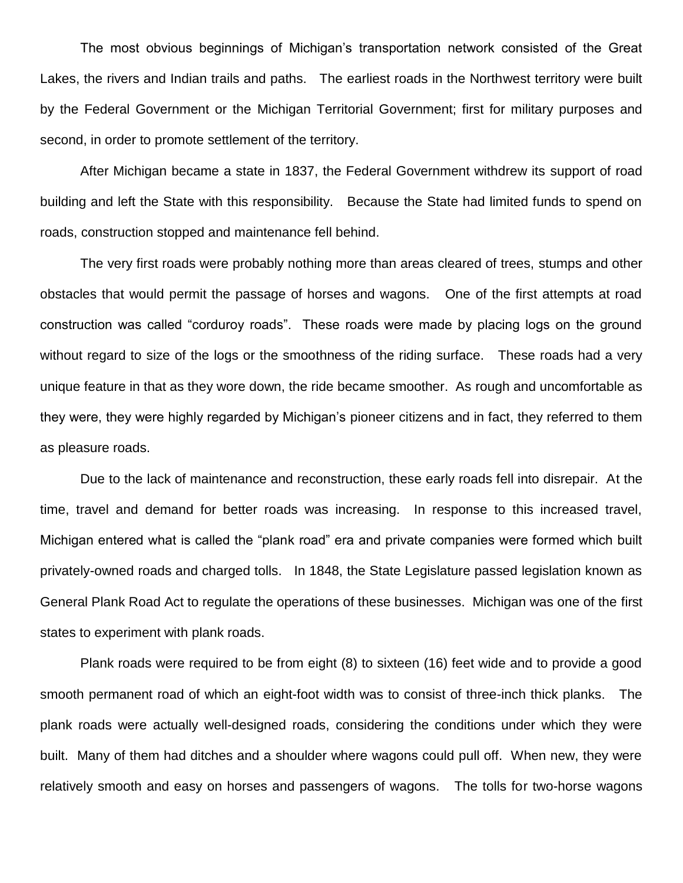The most obvious beginnings of Michigan's transportation network consisted of the Great Lakes, the rivers and Indian trails and paths. The earliest roads in the Northwest territory were built by the Federal Government or the Michigan Territorial Government; first for military purposes and second, in order to promote settlement of the territory.

After Michigan became a state in 1837, the Federal Government withdrew its support of road building and left the State with this responsibility. Because the State had limited funds to spend on roads, construction stopped and maintenance fell behind.

The very first roads were probably nothing more than areas cleared of trees, stumps and other obstacles that would permit the passage of horses and wagons. One of the first attempts at road construction was called "corduroy roads". These roads were made by placing logs on the ground without regard to size of the logs or the smoothness of the riding surface. These roads had a very unique feature in that as they wore down, the ride became smoother. As rough and uncomfortable as they were, they were highly regarded by Michigan's pioneer citizens and in fact, they referred to them as pleasure roads.

Due to the lack of maintenance and reconstruction, these early roads fell into disrepair. At the time, travel and demand for better roads was increasing. In response to this increased travel, Michigan entered what is called the "plank road" era and private companies were formed which built privately-owned roads and charged tolls. In 1848, the State Legislature passed legislation known as General Plank Road Act to regulate the operations of these businesses. Michigan was one of the first states to experiment with plank roads.

Plank roads were required to be from eight (8) to sixteen (16) feet wide and to provide a good smooth permanent road of which an eight-foot width was to consist of three-inch thick planks. The plank roads were actually well-designed roads, considering the conditions under which they were built. Many of them had ditches and a shoulder where wagons could pull off. When new, they were relatively smooth and easy on horses and passengers of wagons. The tolls for two-horse wagons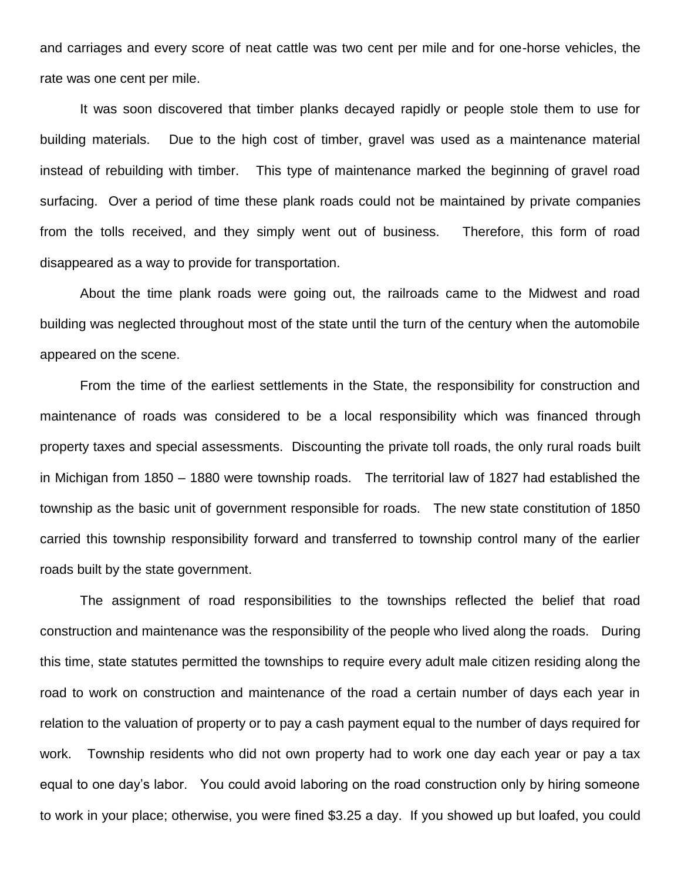and carriages and every score of neat cattle was two cent per mile and for one-horse vehicles, the rate was one cent per mile.

It was soon discovered that timber planks decayed rapidly or people stole them to use for building materials. Due to the high cost of timber, gravel was used as a maintenance material instead of rebuilding with timber. This type of maintenance marked the beginning of gravel road surfacing. Over a period of time these plank roads could not be maintained by private companies from the tolls received, and they simply went out of business. Therefore, this form of road disappeared as a way to provide for transportation.

About the time plank roads were going out, the railroads came to the Midwest and road building was neglected throughout most of the state until the turn of the century when the automobile appeared on the scene.

From the time of the earliest settlements in the State, the responsibility for construction and maintenance of roads was considered to be a local responsibility which was financed through property taxes and special assessments. Discounting the private toll roads, the only rural roads built in Michigan from 1850 – 1880 were township roads. The territorial law of 1827 had established the township as the basic unit of government responsible for roads. The new state constitution of 1850 carried this township responsibility forward and transferred to township control many of the earlier roads built by the state government.

The assignment of road responsibilities to the townships reflected the belief that road construction and maintenance was the responsibility of the people who lived along the roads. During this time, state statutes permitted the townships to require every adult male citizen residing along the road to work on construction and maintenance of the road a certain number of days each year in relation to the valuation of property or to pay a cash payment equal to the number of days required for work. Township residents who did not own property had to work one day each year or pay a tax equal to one day's labor. You could avoid laboring on the road construction only by hiring someone to work in your place; otherwise, you were fined $3.25 a day. If you showed up but loafed, you could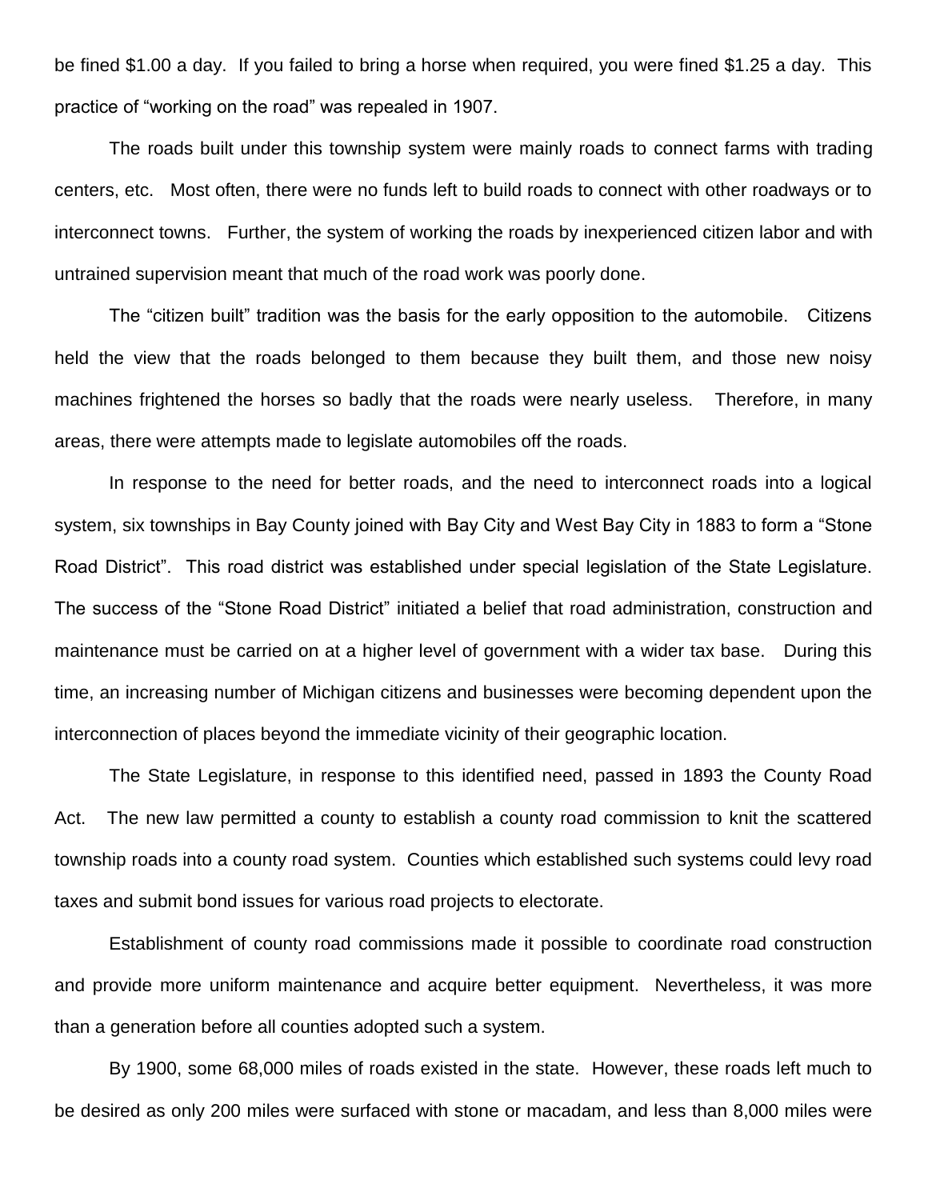be fined $1.00 a day. If you failed to bring a horse when required, you were fined $1.25 a day. This practice of "working on the road" was repealed in 1907.

The roads built under this township system were mainly roads to connect farms with trading centers, etc. Most often, there were no funds left to build roads to connect with other roadways or to interconnect towns. Further, the system of working the roads by inexperienced citizen labor and with untrained supervision meant that much of the road work was poorly done.

The "citizen built" tradition was the basis for the early opposition to the automobile. Citizens held the view that the roads belonged to them because they built them, and those new noisy machines frightened the horses so badly that the roads were nearly useless. Therefore, in many areas, there were attempts made to legislate automobiles off the roads.

In response to the need for better roads, and the need to interconnect roads into a logical system, six townships in Bay County joined with Bay City and West Bay City in 1883 to form a "Stone Road District". This road district was established under special legislation of the State Legislature. The success of the "Stone Road District" initiated a belief that road administration, construction and maintenance must be carried on at a higher level of government with a wider tax base. During this time, an increasing number of Michigan citizens and businesses were becoming dependent upon the interconnection of places beyond the immediate vicinity of their geographic location.

The State Legislature, in response to this identified need, passed in 1893 the County Road Act. The new law permitted a county to establish a county road commission to knit the scattered township roads into a county road system. Counties which established such systems could levy road taxes and submit bond issues for various road projects to electorate.

Establishment of county road commissions made it possible to coordinate road construction and provide more uniform maintenance and acquire better equipment. Nevertheless, it was more than a generation before all counties adopted such a system.

By 1900, some 68,000 miles of roads existed in the state. However, these roads left much to be desired as only 200 miles were surfaced with stone or macadam, and less than 8,000 miles were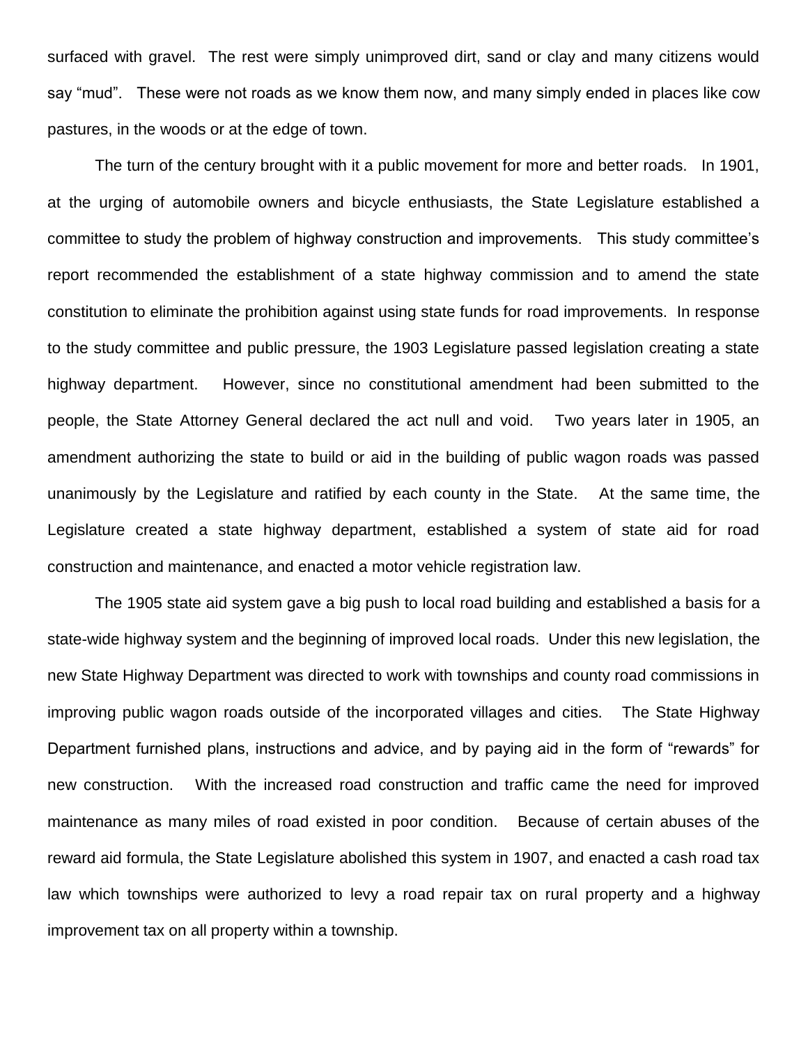surfaced with gravel. The rest were simply unimproved dirt, sand or clay and many citizens would say "mud". These were not roads as we know them now, and many simply ended in places like cow pastures, in the woods or at the edge of town.

The turn of the century brought with it a public movement for more and better roads. In 1901, at the urging of automobile owners and bicycle enthusiasts, the State Legislature established a committee to study the problem of highway construction and improvements. This study committee's report recommended the establishment of a state highway commission and to amend the state constitution to eliminate the prohibition against using state funds for road improvements. In response to the study committee and public pressure, the 1903 Legislature passed legislation creating a state highway department. However, since no constitutional amendment had been submitted to the people, the State Attorney General declared the act null and void. Two years later in 1905, an amendment authorizing the state to build or aid in the building of public wagon roads was passed unanimously by the Legislature and ratified by each county in the State. At the same time, the Legislature created a state highway department, established a system of state aid for road construction and maintenance, and enacted a motor vehicle registration law.

The 1905 state aid system gave a big push to local road building and established a basis for a state-wide highway system and the beginning of improved local roads. Under this new legislation, the new State Highway Department was directed to work with townships and county road commissions in improving public wagon roads outside of the incorporated villages and cities. The State Highway Department furnished plans, instructions and advice, and by paying aid in the form of "rewards" for new construction. With the increased road construction and traffic came the need for improved maintenance as many miles of road existed in poor condition. Because of certain abuses of the reward aid formula, the State Legislature abolished this system in 1907, and enacted a cash road tax law which townships were authorized to levy a road repair tax on rural property and a highway improvement tax on all property within a township.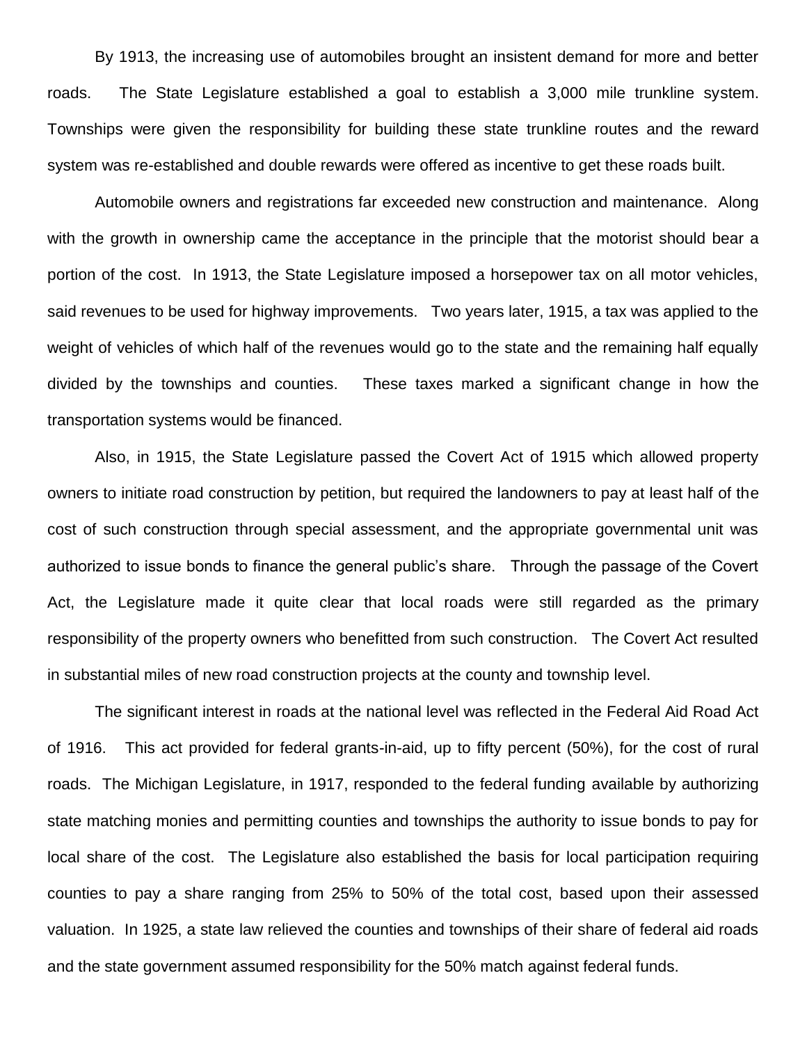By 1913, the increasing use of automobiles brought an insistent demand for more and better roads. The State Legislature established a goal to establish a 3,000 mile trunkline system. Townships were given the responsibility for building these state trunkline routes and the reward system was re-established and double rewards were offered as incentive to get these roads built.

Automobile owners and registrations far exceeded new construction and maintenance. Along with the growth in ownership came the acceptance in the principle that the motorist should bear a portion of the cost. In 1913, the State Legislature imposed a horsepower tax on all motor vehicles, said revenues to be used for highway improvements. Two years later, 1915, a tax was applied to the weight of vehicles of which half of the revenues would go to the state and the remaining half equally divided by the townships and counties. These taxes marked a significant change in how the transportation systems would be financed.

Also, in 1915, the State Legislature passed the Covert Act of 1915 which allowed property owners to initiate road construction by petition, but required the landowners to pay at least half of the cost of such construction through special assessment, and the appropriate governmental unit was authorized to issue bonds to finance the general public's share. Through the passage of the Covert Act, the Legislature made it quite clear that local roads were still regarded as the primary responsibility of the property owners who benefitted from such construction. The Covert Act resulted in substantial miles of new road construction projects at the county and township level.

The significant interest in roads at the national level was reflected in the Federal Aid Road Act of 1916. This act provided for federal grants-in-aid, up to fifty percent (50%), for the cost of rural roads. The Michigan Legislature, in 1917, responded to the federal funding available by authorizing state matching monies and permitting counties and townships the authority to issue bonds to pay for local share of the cost. The Legislature also established the basis for local participation requiring counties to pay a share ranging from 25% to 50% of the total cost, based upon their assessed valuation. In 1925, a state law relieved the counties and townships of their share of federal aid roads and the state government assumed responsibility for the 50% match against federal funds.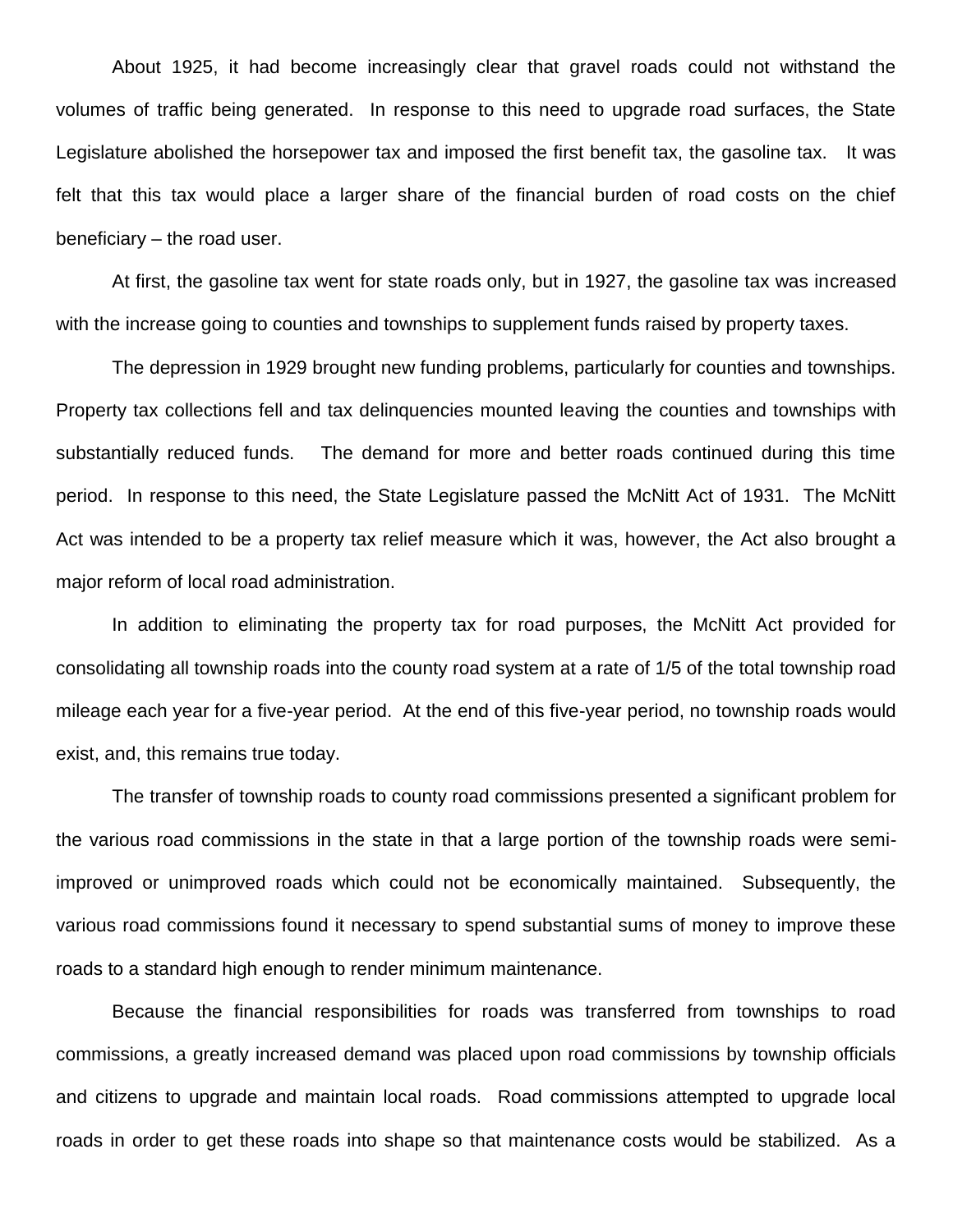About 1925, it had become increasingly clear that gravel roads could not withstand the volumes of traffic being generated. In response to this need to upgrade road surfaces, the State Legislature abolished the horsepower tax and imposed the first benefit tax, the gasoline tax. It was felt that this tax would place a larger share of the financial burden of road costs on the chief beneficiary – the road user.

At first, the gasoline tax went for state roads only, but in 1927, the gasoline tax was increased with the increase going to counties and townships to supplement funds raised by property taxes.

The depression in 1929 brought new funding problems, particularly for counties and townships. Property tax collections fell and tax delinquencies mounted leaving the counties and townships with substantially reduced funds. The demand for more and better roads continued during this time period. In response to this need, the State Legislature passed the McNitt Act of 1931. The McNitt Act was intended to be a property tax relief measure which it was, however, the Act also brought a major reform of local road administration.

In addition to eliminating the property tax for road purposes, the McNitt Act provided for consolidating all township roads into the county road system at a rate of 1/5 of the total township road mileage each year for a five-year period. At the end of this five-year period, no township roads would exist, and, this remains true today.

The transfer of township roads to county road commissions presented a significant problem for the various road commissions in the state in that a large portion of the township roads were semi-improved or unimproved roads which could not be economically maintained. Subsequently, the various road commissions found it necessary to spend substantial sums of money to improve these roads to a standard high enough to render minimum maintenance.

Because the financial responsibilities for roads was transferred from townships to road commissions, a greatly increased demand was placed upon road commissions by township officials and citizens to upgrade and maintain local roads. Road commissions attempted to upgrade local roads in order to get these roads into shape so that maintenance costs would be stabilized. As a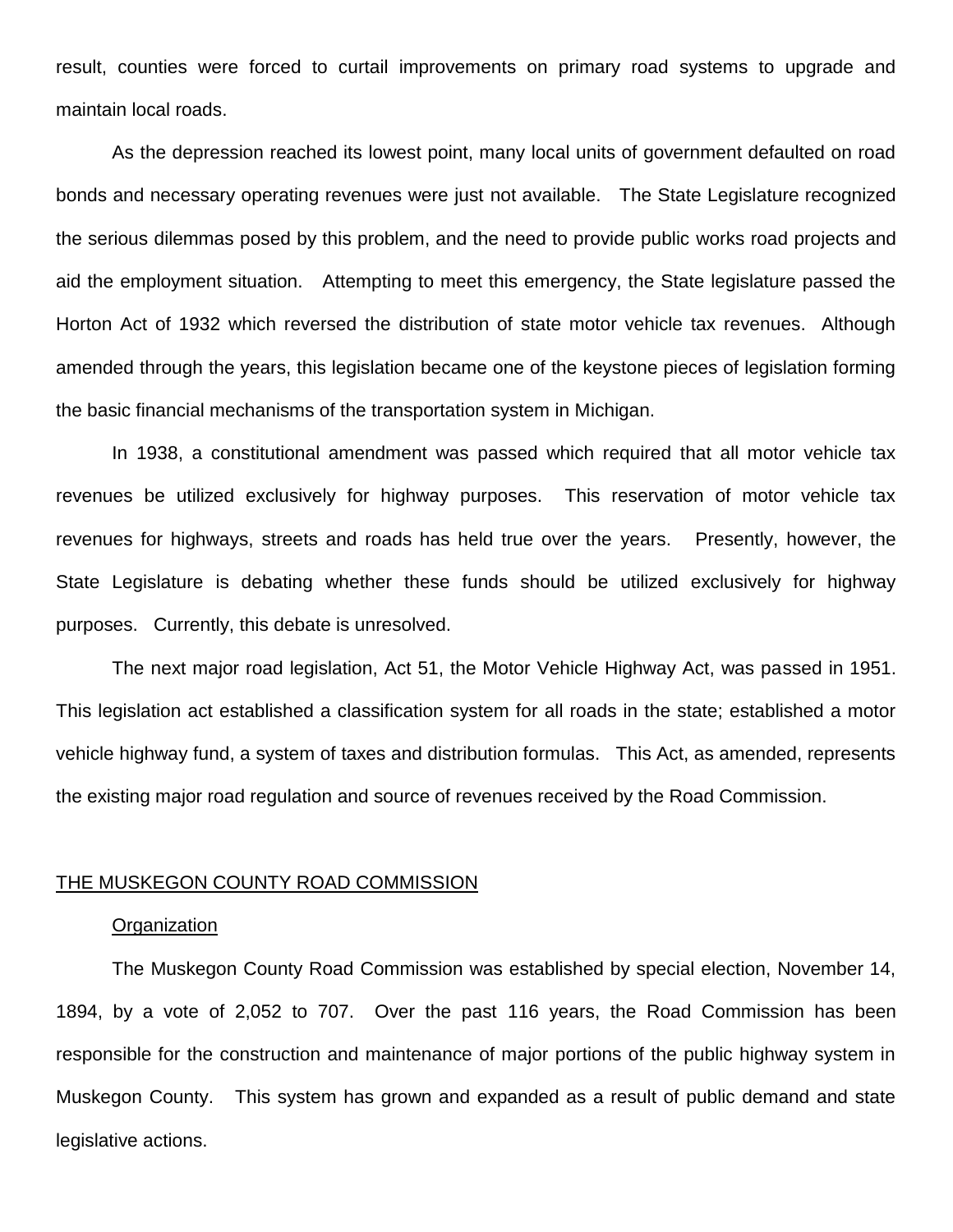result, counties were forced to curtail improvements on primary road systems to upgrade and maintain local roads.

As the depression reached its lowest point, many local units of government defaulted on road bonds and necessary operating revenues were just not available. The State Legislature recognized the serious dilemmas posed by this problem, and the need to provide public works road projects and aid the employment situation. Attempting to meet this emergency, the State legislature passed the Horton Act of 1932 which reversed the distribution of state motor vehicle tax revenues. Although amended through the years, this legislation became one of the keystone pieces of legislation forming the basic financial mechanisms of the transportation system in Michigan.

In 1938, a constitutional amendment was passed which required that all motor vehicle tax revenues be utilized exclusively for highway purposes. This reservation of motor vehicle tax revenues for highways, streets and roads has held true over the years. Presently, however, the State Legislature is debating whether these funds should be utilized exclusively for highway purposes. Currently, this debate is unresolved.

The next major road legislation, Act 51, the Motor Vehicle Highway Act, was passed in 1951. This legislation act established a classification system for all roads in the state; established a motor vehicle highway fund, a system of taxes and distribution formulas. This Act, as amended, represents the existing major road regulation and source of revenues received by the Road Commission.

## THE MUSKEGON COUNTY ROAD COMMISSION

### Organization

The Muskegon County Road Commission was established by special election, November 14, 1894, by a vote of 2,052 to 707. Over the past 116 years, the Road Commission has been responsible for the construction and maintenance of major portions of the public highway system in Muskegon County. This system has grown and expanded as a result of public demand and state legislative actions.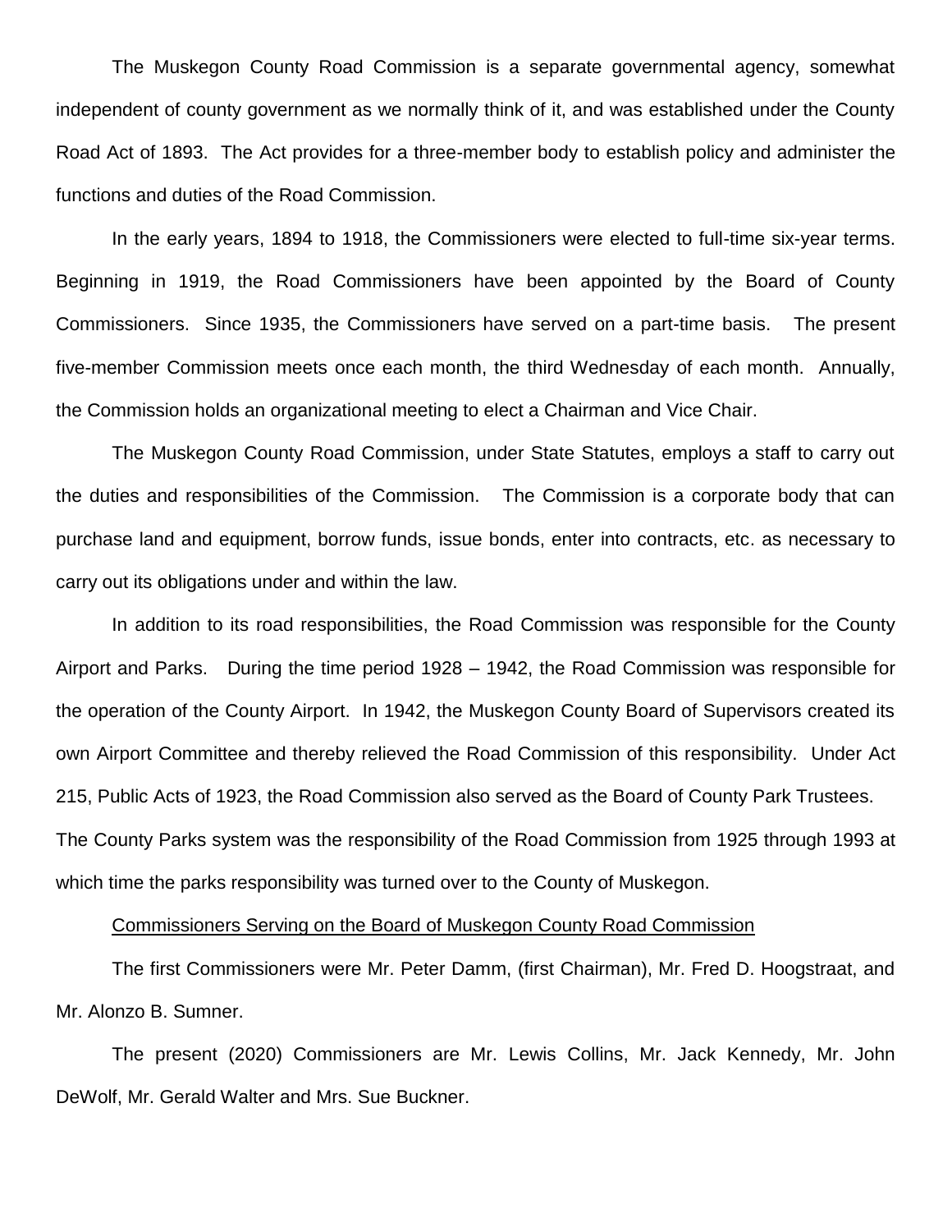The Muskegon County Road Commission is a separate governmental agency, somewhat independent of county government as we normally think of it, and was established under the County Road Act of 1893. The Act provides for a three-member body to establish policy and administer the functions and duties of the Road Commission.

In the early years, 1894 to 1918, the Commissioners were elected to full-time six-year terms. Beginning in 1919, the Road Commissioners have been appointed by the Board of County Commissioners. Since 1935, the Commissioners have served on a part-time basis. The present five-member Commission meets once each month, the third Wednesday of each month. Annually, the Commission holds an organizational meeting to elect a Chairman and Vice Chair.

The Muskegon County Road Commission, under State Statutes, employs a staff to carry out the duties and responsibilities of the Commission. The Commission is a corporate body that can purchase land and equipment, borrow funds, issue bonds, enter into contracts, etc. as necessary to carry out its obligations under and within the law.

In addition to its road responsibilities, the Road Commission was responsible for the County Airport and Parks. During the time period 1928 – 1942, the Road Commission was responsible for the operation of the County Airport. In 1942, the Muskegon County Board of Supervisors created its own Airport Committee and thereby relieved the Road Commission of this responsibility. Under Act 215, Public Acts of 1923, the Road Commission also served as the Board of County Park Trustees. The County Parks system was the responsibility of the Road Commission from 1925 through 1993 at which time the parks responsibility was turned over to the County of Muskegon.

Commissioners Serving on the Board of Muskegon County Road Commission

The first Commissioners were Mr. Peter Damm, (first Chairman), Mr. Fred D. Hoogstraat, and Mr. Alonzo B. Sumner.

The present (2020) Commissioners are Mr. Lewis Collins, Mr. Jack Kennedy, Mr. John DeWolf, Mr. Gerald Walter and Mrs. Sue Buckner.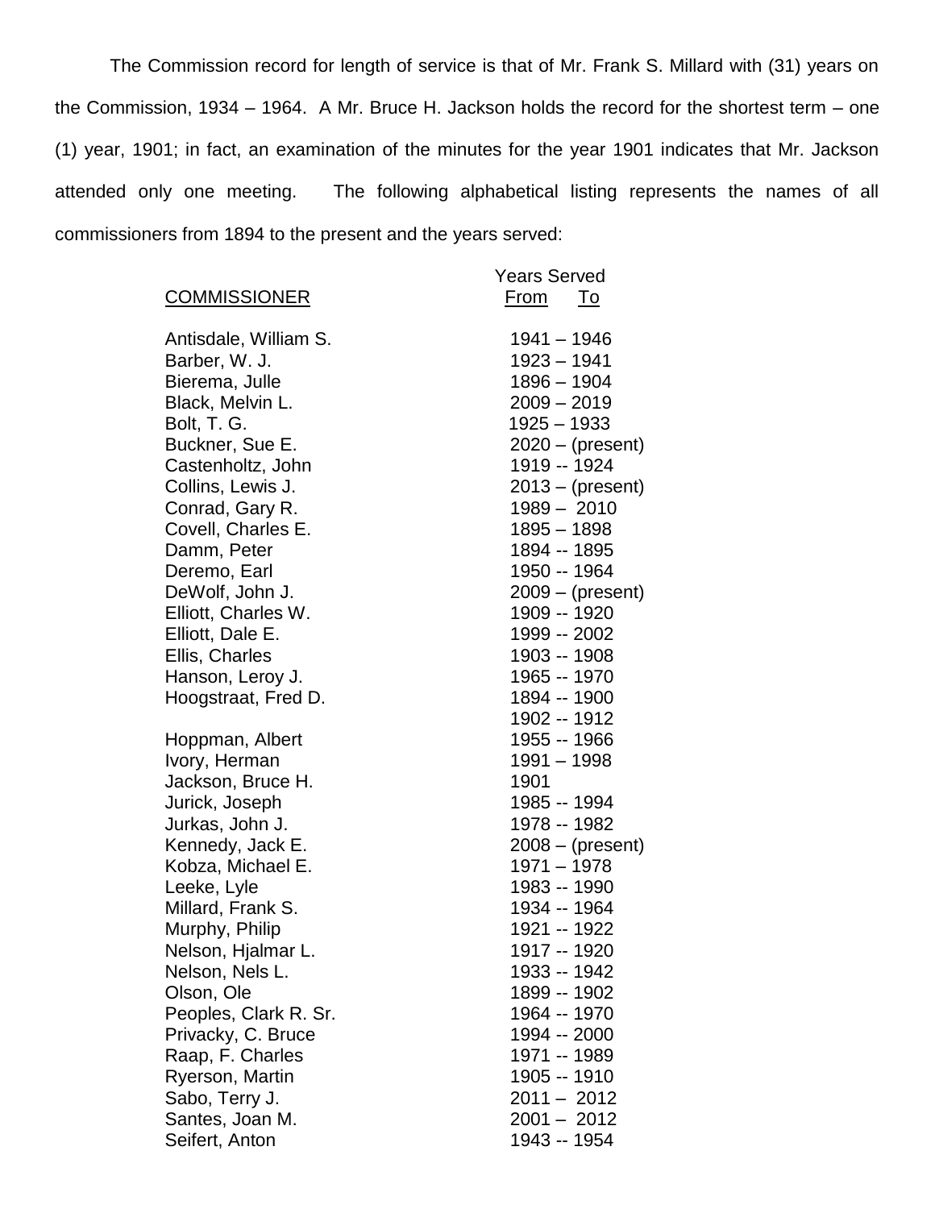The Commission record for length of service is that of Mr. Frank S. Millard with (31) years on the Commission, 1934 – 1964. A Mr. Bruce H. Jackson holds the record for the shortest term – one (1) year, 1901; in fact, an examination of the minutes for the year 1901 indicates that Mr. Jackson attended only one meeting. The following alphabetical listing represents the names of all commissioners from 1894 to the present and the years served:

| COMMISSIONER | Years Served From To |
|---|---|
| Antisdale, William S. | 1941 – 1946 |
| Barber, W. J. | 1923 – 1941 |
| Bierema, Julle | 1896 – 1904 |
| Black, Melvin L. | 2009 – 2019 |
| Bolt, T. G. | 1925 – 1933 |
| Buckner, Sue E. | 2020 – (present) |
| Castenholtz, John | 1919 -- 1924 |
| Collins, Lewis J. | 2013 – (present) |
| Conrad, Gary R. | 1989 – 2010 |
| Covell, Charles E. | 1895 – 1898 |
| Damm, Peter | 1894 -- 1895 |
| Deremo, Earl | 1950 -- 1964 |
| DeWolf, John J. | 2009 – (present) |
| Elliott, Charles W. | 1909 -- 1920 |
| Elliott, Dale E. | 1999 -- 2002 |
| Ellis, Charles | 1903 -- 1908 |
| Hanson, Leroy J. | 1965 -- 1970 |
| Hoogstraat, Fred D. | 1894 -- 1900 |
| | 1902 -- 1912 |
| Hoppman, Albert | 1955 -- 1966 |
| Ivory, Herman | 1991 – 1998 |
| Jackson, Bruce H. | 1901 |
| Jurick, Joseph | 1985 -- 1994 |
| Jurkas, John J. | 1978 -- 1982 |
| Kennedy, Jack E. | 2008 – (present) |
| Kobza, Michael E. | 1971 – 1978 |
| Leeke, Lyle | 1983 -- 1990 |
| Millard, Frank S. | 1934 -- 1964 |
| Murphy, Philip | 1921 -- 1922 |
| Nelson, Hjalmar L. | 1917 -- 1920 |
| Nelson, Nels L. | 1933 -- 1942 |
| Olson, Ole | 1899 -- 1902 |
| Peoples, Clark R. Sr. | 1964 -- 1970 |
| Privacky, C. Bruce | 1994 -- 2000 |
| Raap, F. Charles | 1971 -- 1989 |
| Ryerson, Martin | 1905 -- 1910 |
| Sabo, Terry J. | 2011 – 2012 |
| Santes, Joan M. | 2001 – 2012 |
| Seifert, Anton | 1943 -- 1954 |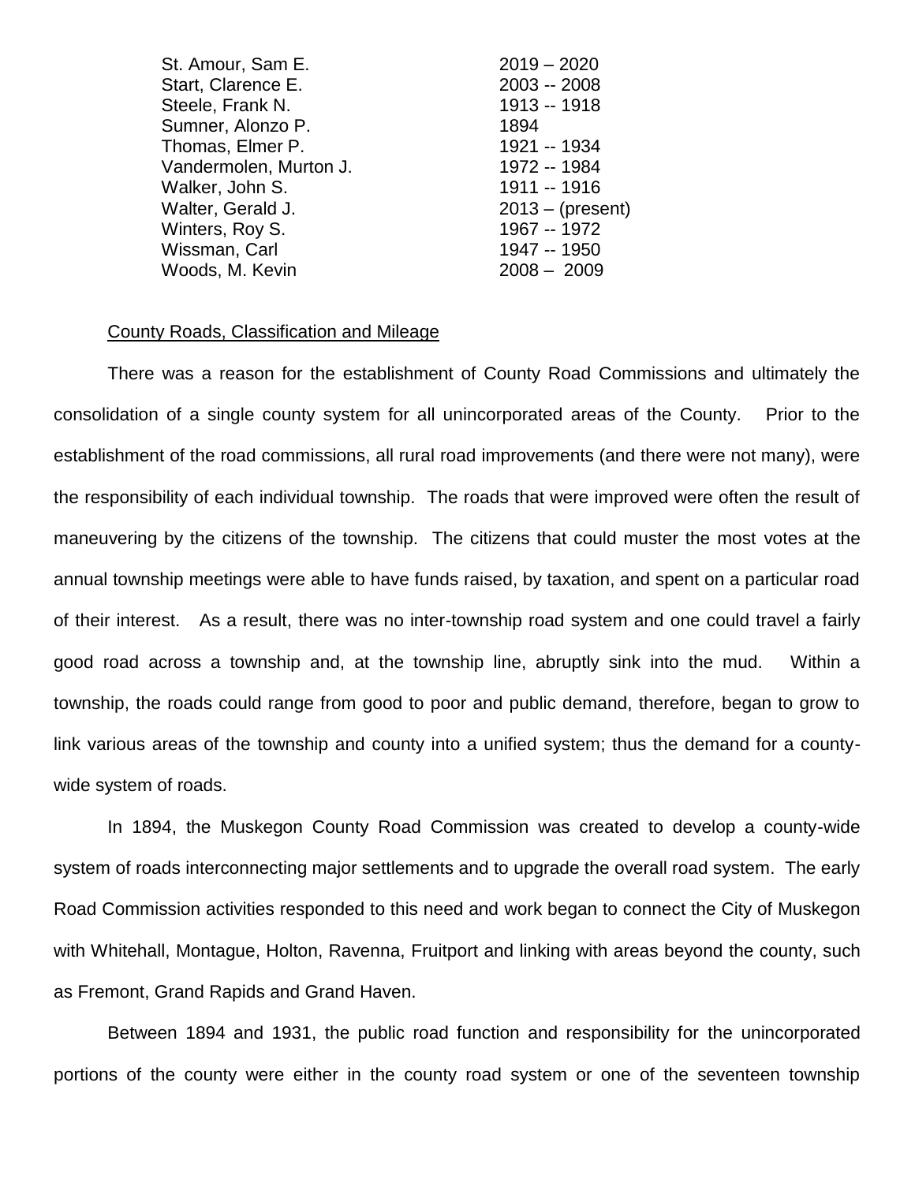| | |
|---|---|
| St. Amour, Sam E. | 2019 – 2020 |
| Start, Clarence E. | 2003 -- 2008 |
| Steele, Frank N. | 1913 -- 1918 |
| Sumner, Alonzo P. | 1894 |
| Thomas, Elmer P. | 1921 -- 1934 |
| Vandermolen, Murton J. | 1972 -- 1984 |
| Walker, John S. | 1911 -- 1916 |
| Walter, Gerald J. | 2013 – (present) |
| Winters, Roy S. | 1967 -- 1972 |
| Wissman, Carl | 1947 -- 1950 |
| Woods, M. Kevin | 2008 – 2009 |

## County Roads, Classification and Mileage

There was a reason for the establishment of County Road Commissions and ultimately the consolidation of a single county system for all unincorporated areas of the County. Prior to the establishment of the road commissions, all rural road improvements (and there were not many), were the responsibility of each individual township. The roads that were improved were often the result of maneuvering by the citizens of the township. The citizens that could muster the most votes at the annual township meetings were able to have funds raised, by taxation, and spent on a particular road of their interest. As a result, there was no inter-township road system and one could travel a fairly good road across a township and, at the township line, abruptly sink into the mud. Within a township, the roads could range from good to poor and public demand, therefore, began to grow to link various areas of the township and county into a unified system; thus the demand for a county-wide system of roads.

In 1894, the Muskegon County Road Commission was created to develop a county-wide system of roads interconnecting major settlements and to upgrade the overall road system. The early Road Commission activities responded to this need and work began to connect the City of Muskegon with Whitehall, Montague, Holton, Ravenna, Fruitport and linking with areas beyond the county, such as Fremont, Grand Rapids and Grand Haven.

Between 1894 and 1931, the public road function and responsibility for the unincorporated portions of the county were either in the county road system or one of the seventeen township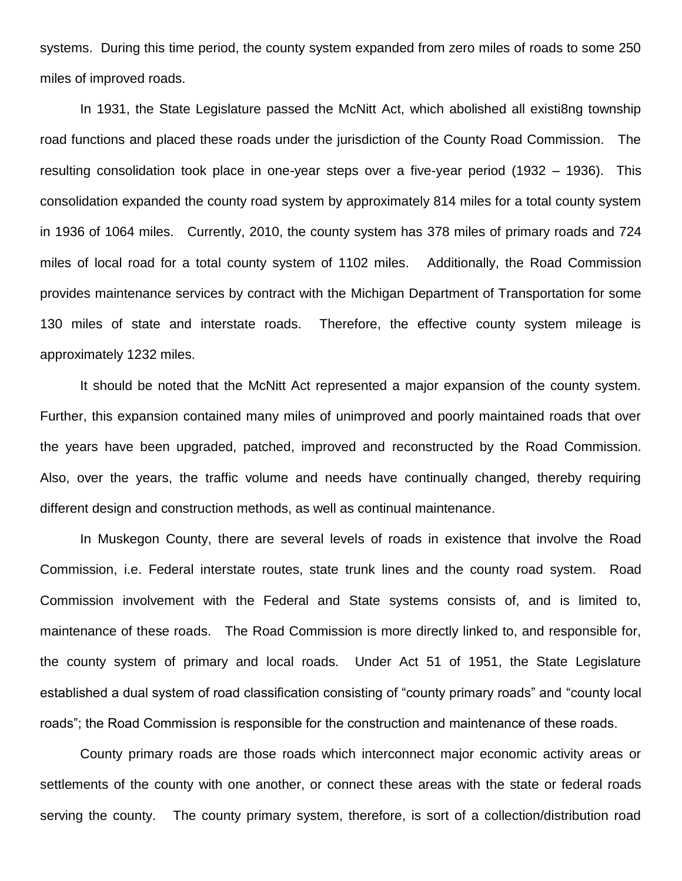systems. During this time period, the county system expanded from zero miles of roads to some 250 miles of improved roads.

In 1931, the State Legislature passed the McNitt Act, which abolished all existi8ng township road functions and placed these roads under the jurisdiction of the County Road Commission. The resulting consolidation took place in one-year steps over a five-year period (1932 – 1936). This consolidation expanded the county road system by approximately 814 miles for a total county system in 1936 of 1064 miles. Currently, 2010, the county system has 378 miles of primary roads and 724 miles of local road for a total county system of 1102 miles. Additionally, the Road Commission provides maintenance services by contract with the Michigan Department of Transportation for some 130 miles of state and interstate roads. Therefore, the effective county system mileage is approximately 1232 miles.

It should be noted that the McNitt Act represented a major expansion of the county system. Further, this expansion contained many miles of unimproved and poorly maintained roads that over the years have been upgraded, patched, improved and reconstructed by the Road Commission. Also, over the years, the traffic volume and needs have continually changed, thereby requiring different design and construction methods, as well as continual maintenance.

In Muskegon County, there are several levels of roads in existence that involve the Road Commission, i.e. Federal interstate routes, state trunk lines and the county road system. Road Commission involvement with the Federal and State systems consists of, and is limited to, maintenance of these roads. The Road Commission is more directly linked to, and responsible for, the county system of primary and local roads. Under Act 51 of 1951, the State Legislature established a dual system of road classification consisting of "county primary roads" and "county local roads"; the Road Commission is responsible for the construction and maintenance of these roads.

County primary roads are those roads which interconnect major economic activity areas or settlements of the county with one another, or connect these areas with the state or federal roads serving the county. The county primary system, therefore, is sort of a collection/distribution road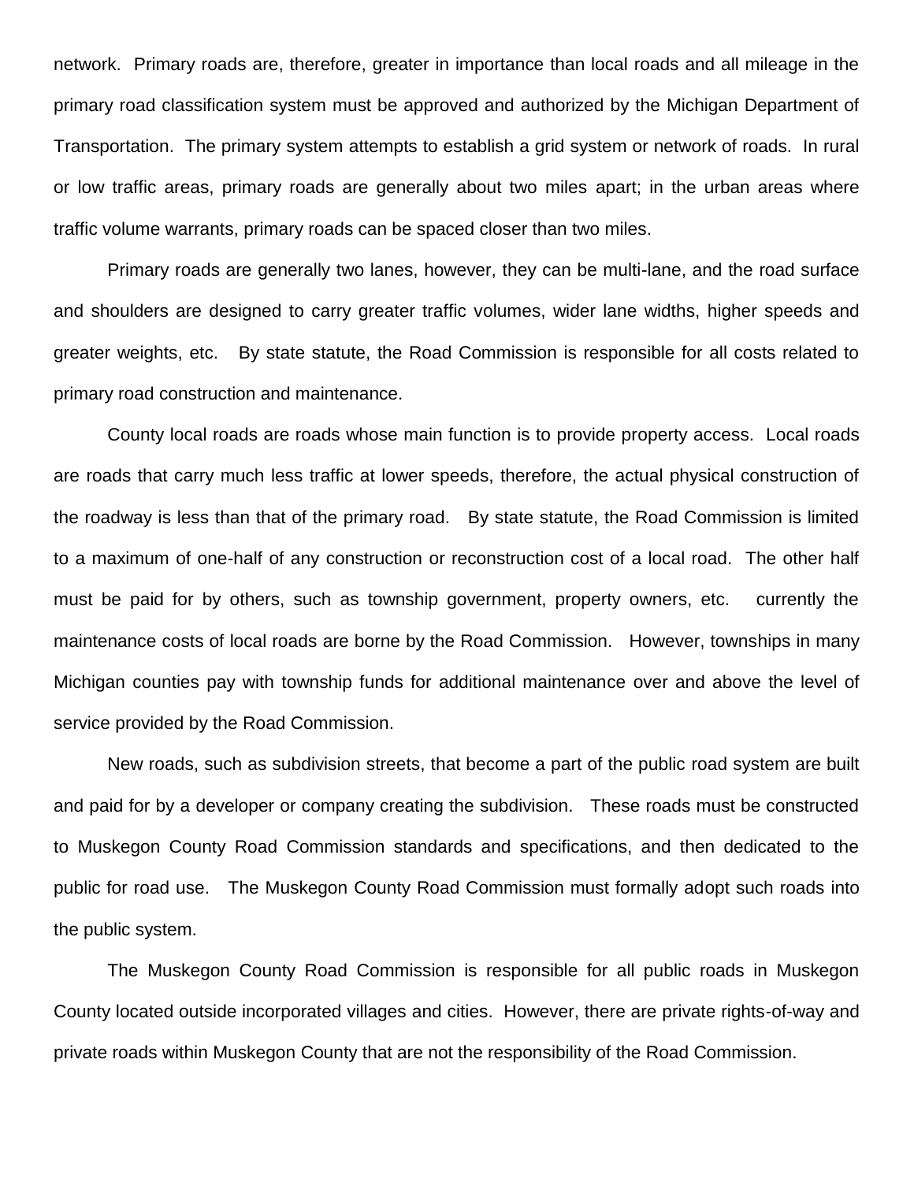network. Primary roads are, therefore, greater in importance than local roads and all mileage in the primary road classification system must be approved and authorized by the Michigan Department of Transportation. The primary system attempts to establish a grid system or network of roads. In rural or low traffic areas, primary roads are generally about two miles apart; in the urban areas where traffic volume warrants, primary roads can be spaced closer than two miles.

Primary roads are generally two lanes, however, they can be multi-lane, and the road surface and shoulders are designed to carry greater traffic volumes, wider lane widths, higher speeds and greater weights, etc. By state statute, the Road Commission is responsible for all costs related to primary road construction and maintenance.

County local roads are roads whose main function is to provide property access. Local roads are roads that carry much less traffic at lower speeds, therefore, the actual physical construction of the roadway is less than that of the primary road. By state statute, the Road Commission is limited to a maximum of one-half of any construction or reconstruction cost of a local road. The other half must be paid for by others, such as township government, property owners, etc. currently the maintenance costs of local roads are borne by the Road Commission. However, townships in many Michigan counties pay with township funds for additional maintenance over and above the level of service provided by the Road Commission.

New roads, such as subdivision streets, that become a part of the public road system are built and paid for by a developer or company creating the subdivision. These roads must be constructed to Muskegon County Road Commission standards and specifications, and then dedicated to the public for road use. The Muskegon County Road Commission must formally adopt such roads into the public system.

The Muskegon County Road Commission is responsible for all public roads in Muskegon County located outside incorporated villages and cities. However, there are private rights-of-way and private roads within Muskegon County that are not the responsibility of the Road Commission.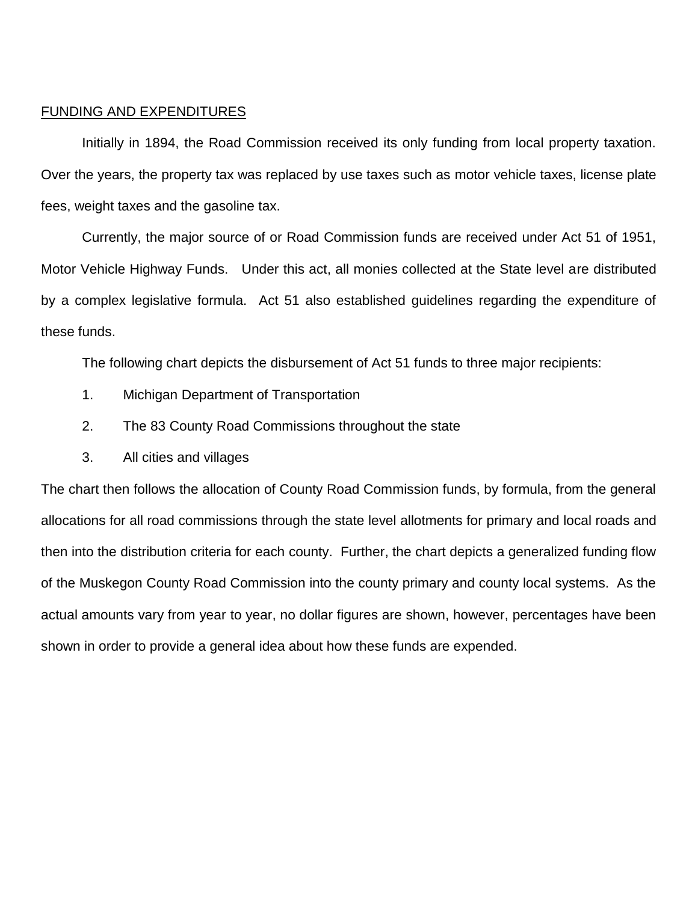## FUNDING AND EXPENDITURES

Initially in 1894, the Road Commission received its only funding from local property taxation. Over the years, the property tax was replaced by use taxes such as motor vehicle taxes, license plate fees, weight taxes and the gasoline tax.

Currently, the major source of or Road Commission funds are received under Act 51 of 1951, Motor Vehicle Highway Funds. Under this act, all monies collected at the State level are distributed by a complex legislative formula. Act 51 also established guidelines regarding the expenditure of these funds.

The following chart depicts the disbursement of Act 51 funds to three major recipients:

1. Michigan Department of Transportation
2. The 83 County Road Commissions throughout the state
3. All cities and villages

The chart then follows the allocation of County Road Commission funds, by formula, from the general allocations for all road commissions through the state level allotments for primary and local roads and then into the distribution criteria for each county. Further, the chart depicts a generalized funding flow of the Muskegon County Road Commission into the county primary and county local systems. As the actual amounts vary from year to year, no dollar figures are shown, however, percentages have been shown in order to provide a general idea about how these funds are expended.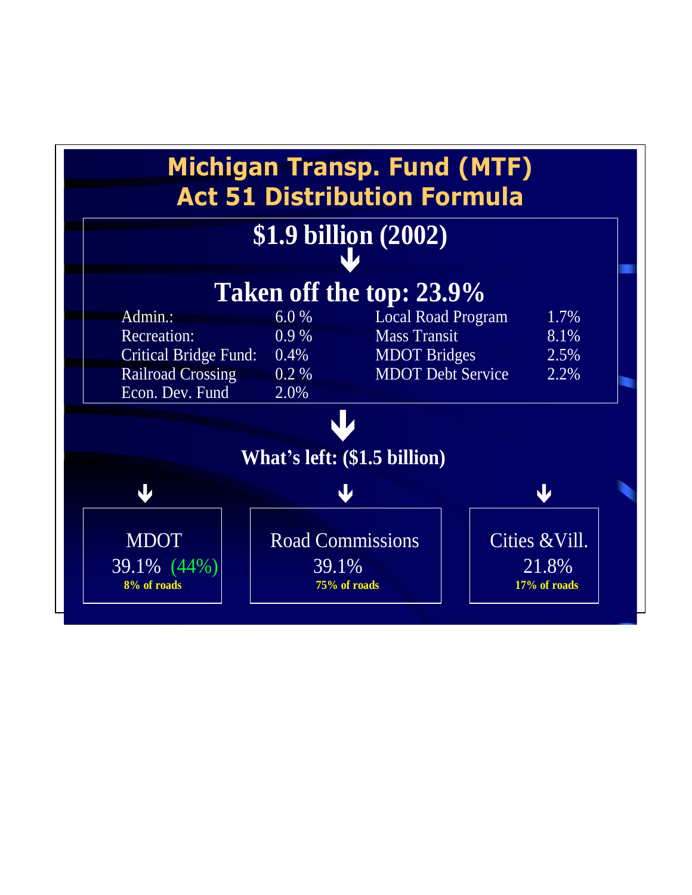# Michigan Transp. Fund (MTF)
# Act 51 Distribution Formula

## $1.9 billion (2002)

↓

## Taken off the top: 23.9%

| | | | |
|---|---|---|---|
| Admin.: | 6.0 % | Local Road Program | 1.7% |
| Recreation: | 0.9 % | Mass Transit | 8.1% |
| Critical Bridge Fund: | 0.4% | MDOT Bridges | 2.5% |
| Railroad Crossing | 0.2 % | MDOT Debt Service | 2.2% |
| Econ. Dev. Fund | 2.0% | | |

↓

**What's left: ($1.5 billion)**

| MDOT | Road Commissions | Cities &Vill. |
|---|---|---|
| 39.1% (44%) | 39.1% | 21.8% |
| **8% of roads** | **75% of roads** | **17% of roads** |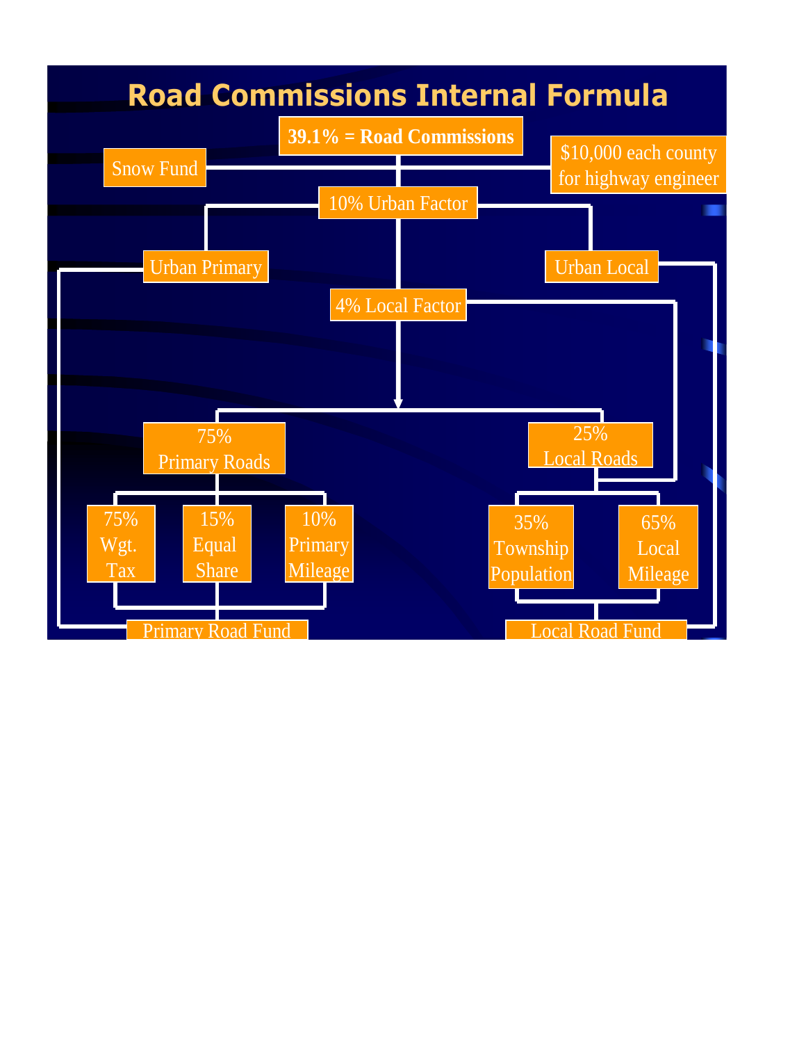# Road Commissions Internal Formula

**39.1% = Road Commissions**

- Snow Fund
- $10,000 each county for highway engineer
- 10% Urban Factor
  - Urban Primary → Primary Road Fund
  - Urban Local → Local Road Fund
- 4% Local Factor → 25% Local Roads
- 75% Primary Roads
  - 75% Wgt. Tax
  - 15% Equal Share
  - 10% Primary Mileage
  - → Primary Road Fund
- 25% Local Roads
  - 35% Township Population
  - 65% Local Mileage
  - → Local Road Fund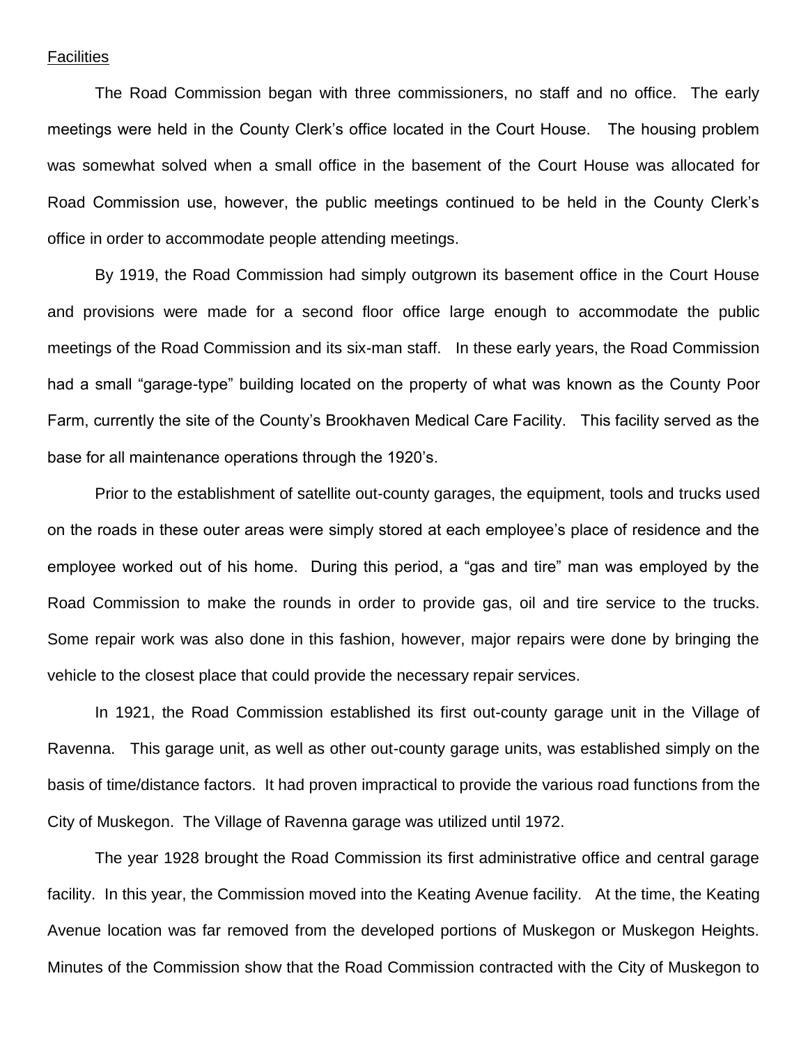Facilities

The Road Commission began with three commissioners, no staff and no office. The early meetings were held in the County Clerk's office located in the Court House. The housing problem was somewhat solved when a small office in the basement of the Court House was allocated for Road Commission use, however, the public meetings continued to be held in the County Clerk's office in order to accommodate people attending meetings.

By 1919, the Road Commission had simply outgrown its basement office in the Court House and provisions were made for a second floor office large enough to accommodate the public meetings of the Road Commission and its six-man staff. In these early years, the Road Commission had a small "garage-type" building located on the property of what was known as the County Poor Farm, currently the site of the County's Brookhaven Medical Care Facility. This facility served as the base for all maintenance operations through the 1920's.

Prior to the establishment of satellite out-county garages, the equipment, tools and trucks used on the roads in these outer areas were simply stored at each employee's place of residence and the employee worked out of his home. During this period, a "gas and tire" man was employed by the Road Commission to make the rounds in order to provide gas, oil and tire service to the trucks. Some repair work was also done in this fashion, however, major repairs were done by bringing the vehicle to the closest place that could provide the necessary repair services.

In 1921, the Road Commission established its first out-county garage unit in the Village of Ravenna. This garage unit, as well as other out-county garage units, was established simply on the basis of time/distance factors. It had proven impractical to provide the various road functions from the City of Muskegon. The Village of Ravenna garage was utilized until 1972.

The year 1928 brought the Road Commission its first administrative office and central garage facility. In this year, the Commission moved into the Keating Avenue facility. At the time, the Keating Avenue location was far removed from the developed portions of Muskegon or Muskegon Heights. Minutes of the Commission show that the Road Commission contracted with the City of Muskegon to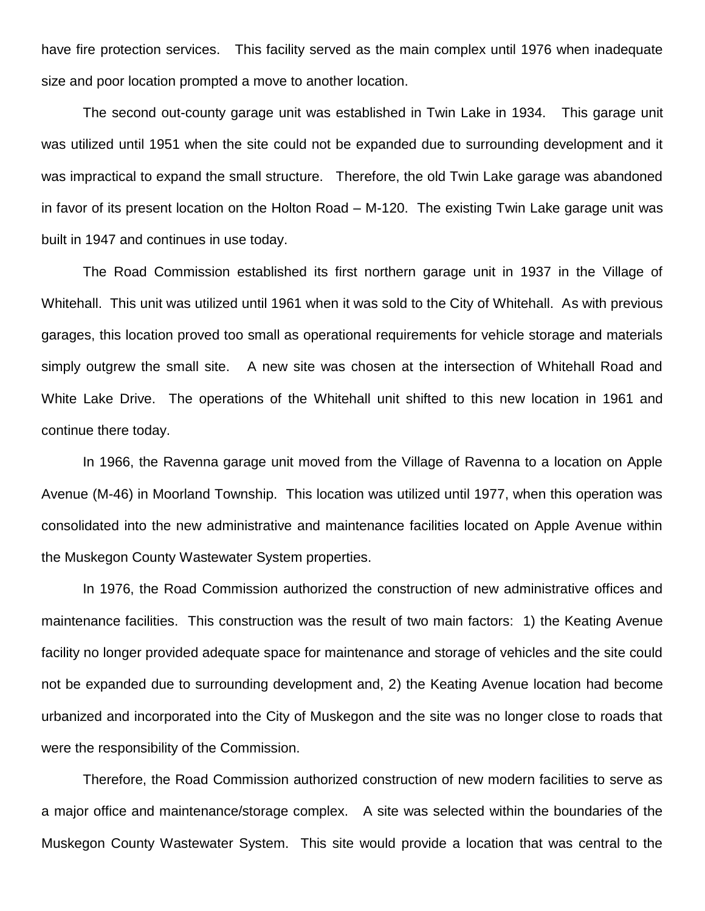have fire protection services. This facility served as the main complex until 1976 when inadequate size and poor location prompted a move to another location.

The second out-county garage unit was established in Twin Lake in 1934. This garage unit was utilized until 1951 when the site could not be expanded due to surrounding development and it was impractical to expand the small structure. Therefore, the old Twin Lake garage was abandoned in favor of its present location on the Holton Road – M-120. The existing Twin Lake garage unit was built in 1947 and continues in use today.

The Road Commission established its first northern garage unit in 1937 in the Village of Whitehall. This unit was utilized until 1961 when it was sold to the City of Whitehall. As with previous garages, this location proved too small as operational requirements for vehicle storage and materials simply outgrew the small site. A new site was chosen at the intersection of Whitehall Road and White Lake Drive. The operations of the Whitehall unit shifted to this new location in 1961 and continue there today.

In 1966, the Ravenna garage unit moved from the Village of Ravenna to a location on Apple Avenue (M-46) in Moorland Township. This location was utilized until 1977, when this operation was consolidated into the new administrative and maintenance facilities located on Apple Avenue within the Muskegon County Wastewater System properties.

In 1976, the Road Commission authorized the construction of new administrative offices and maintenance facilities. This construction was the result of two main factors: 1) the Keating Avenue facility no longer provided adequate space for maintenance and storage of vehicles and the site could not be expanded due to surrounding development and, 2) the Keating Avenue location had become urbanized and incorporated into the City of Muskegon and the site was no longer close to roads that were the responsibility of the Commission.

Therefore, the Road Commission authorized construction of new modern facilities to serve as a major office and maintenance/storage complex. A site was selected within the boundaries of the Muskegon County Wastewater System. This site would provide a location that was central to the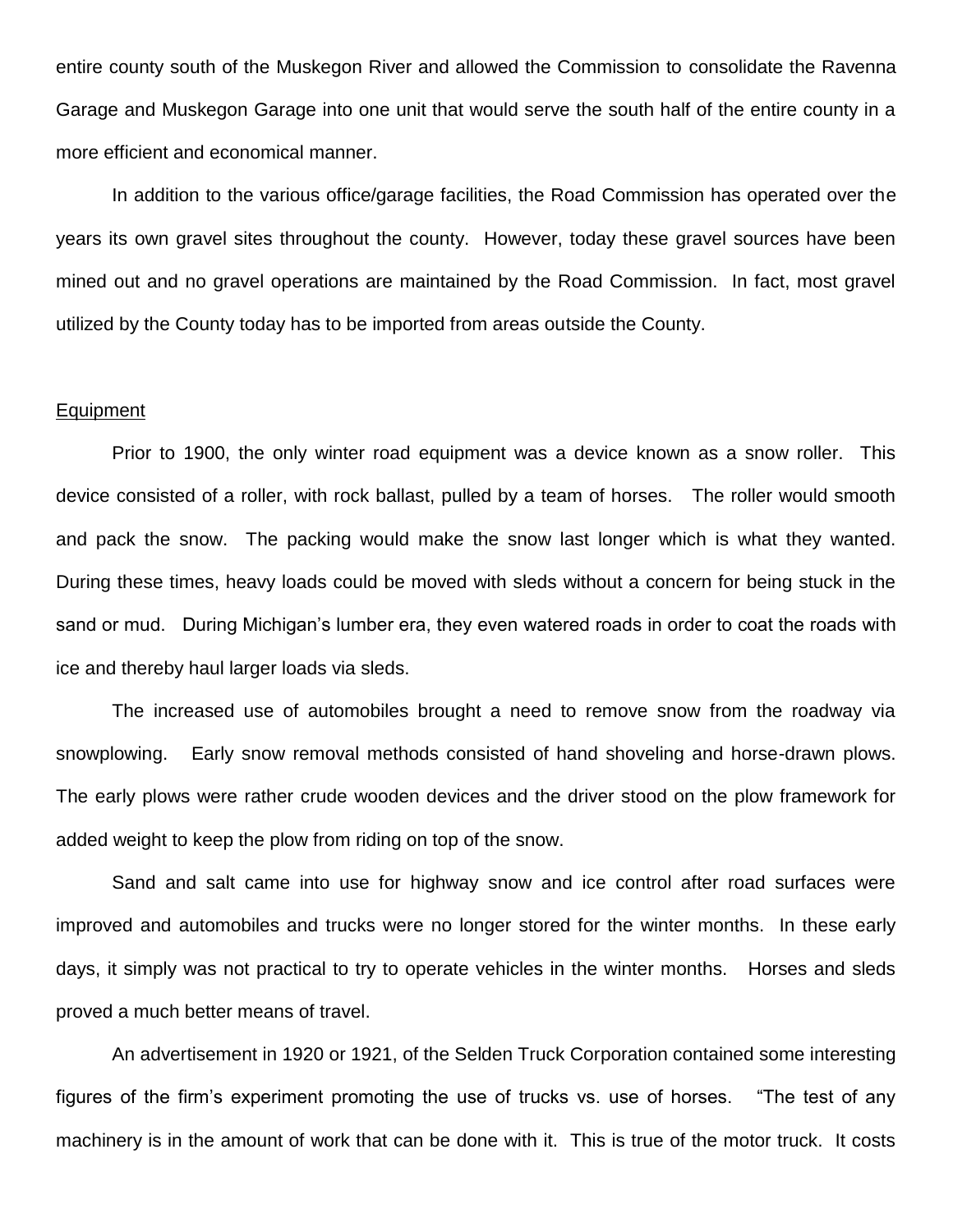entire county south of the Muskegon River and allowed the Commission to consolidate the Ravenna Garage and Muskegon Garage into one unit that would serve the south half of the entire county in a more efficient and economical manner.

In addition to the various office/garage facilities, the Road Commission has operated over the years its own gravel sites throughout the county. However, today these gravel sources have been mined out and no gravel operations are maintained by the Road Commission. In fact, most gravel utilized by the County today has to be imported from areas outside the County.

## Equipment

Prior to 1900, the only winter road equipment was a device known as a snow roller. This device consisted of a roller, with rock ballast, pulled by a team of horses. The roller would smooth and pack the snow. The packing would make the snow last longer which is what they wanted. During these times, heavy loads could be moved with sleds without a concern for being stuck in the sand or mud. During Michigan's lumber era, they even watered roads in order to coat the roads with ice and thereby haul larger loads via sleds.

The increased use of automobiles brought a need to remove snow from the roadway via snowplowing. Early snow removal methods consisted of hand shoveling and horse-drawn plows. The early plows were rather crude wooden devices and the driver stood on the plow framework for added weight to keep the plow from riding on top of the snow.

Sand and salt came into use for highway snow and ice control after road surfaces were improved and automobiles and trucks were no longer stored for the winter months. In these early days, it simply was not practical to try to operate vehicles in the winter months. Horses and sleds proved a much better means of travel.

An advertisement in 1920 or 1921, of the Selden Truck Corporation contained some interesting figures of the firm's experiment promoting the use of trucks vs. use of horses. "The test of any machinery is in the amount of work that can be done with it. This is true of the motor truck. It costs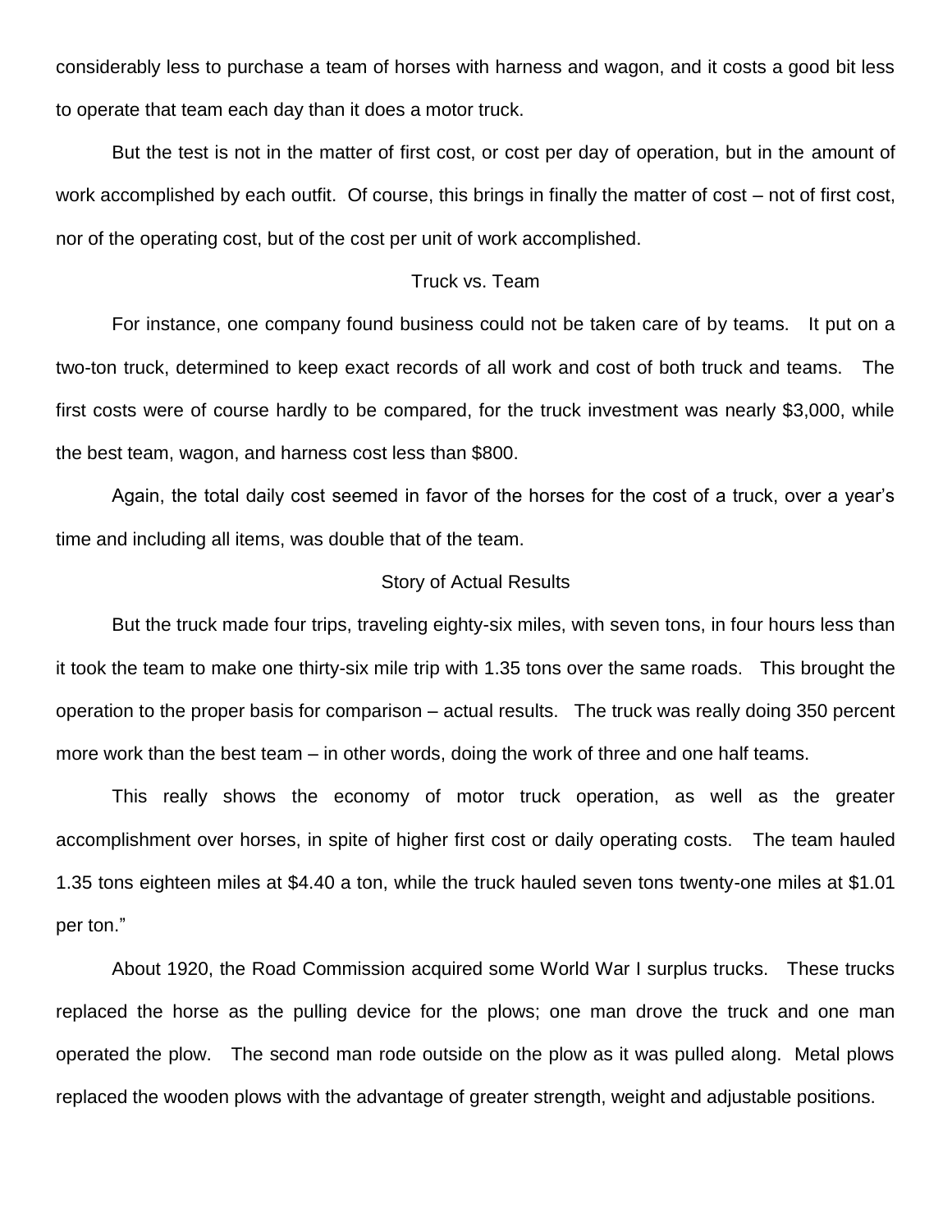considerably less to purchase a team of horses with harness and wagon, and it costs a good bit less to operate that team each day than it does a motor truck.

But the test is not in the matter of first cost, or cost per day of operation, but in the amount of work accomplished by each outfit. Of course, this brings in finally the matter of cost – not of first cost, nor of the operating cost, but of the cost per unit of work accomplished.

### Truck vs. Team

For instance, one company found business could not be taken care of by teams. It put on a two-ton truck, determined to keep exact records of all work and cost of both truck and teams. The first costs were of course hardly to be compared, for the truck investment was nearly $3,000, while the best team, wagon, and harness cost less than $800.

Again, the total daily cost seemed in favor of the horses for the cost of a truck, over a year's time and including all items, was double that of the team.

### Story of Actual Results

But the truck made four trips, traveling eighty-six miles, with seven tons, in four hours less than it took the team to make one thirty-six mile trip with 1.35 tons over the same roads. This brought the operation to the proper basis for comparison – actual results. The truck was really doing 350 percent more work than the best team – in other words, doing the work of three and one half teams.

This really shows the economy of motor truck operation, as well as the greater accomplishment over horses, in spite of higher first cost or daily operating costs. The team hauled 1.35 tons eighteen miles at $4.40 a ton, while the truck hauled seven tons twenty-one miles at $1.01 per ton."

About 1920, the Road Commission acquired some World War I surplus trucks. These trucks replaced the horse as the pulling device for the plows; one man drove the truck and one man operated the plow. The second man rode outside on the plow as it was pulled along. Metal plows replaced the wooden plows with the advantage of greater strength, weight and adjustable positions.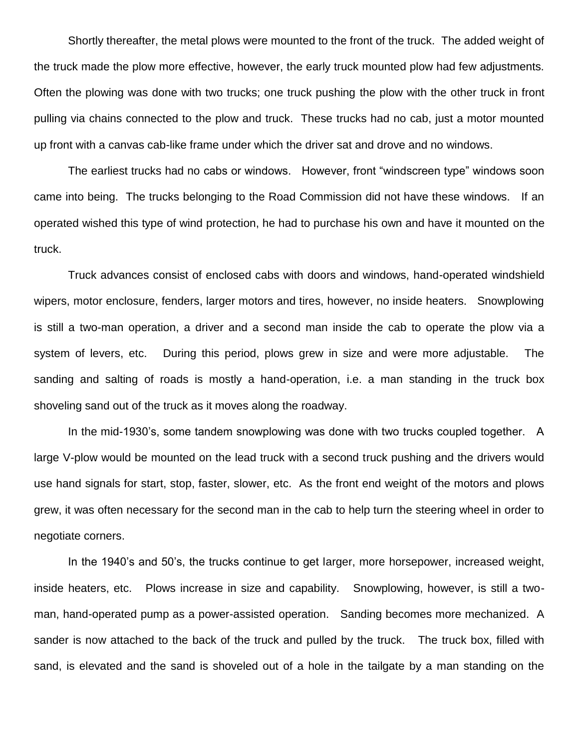Shortly thereafter, the metal plows were mounted to the front of the truck. The added weight of the truck made the plow more effective, however, the early truck mounted plow had few adjustments. Often the plowing was done with two trucks; one truck pushing the plow with the other truck in front pulling via chains connected to the plow and truck. These trucks had no cab, just a motor mounted up front with a canvas cab-like frame under which the driver sat and drove and no windows.

The earliest trucks had no cabs or windows. However, front "windscreen type" windows soon came into being. The trucks belonging to the Road Commission did not have these windows. If an operated wished this type of wind protection, he had to purchase his own and have it mounted on the truck.

Truck advances consist of enclosed cabs with doors and windows, hand-operated windshield wipers, motor enclosure, fenders, larger motors and tires, however, no inside heaters. Snowplowing is still a two-man operation, a driver and a second man inside the cab to operate the plow via a system of levers, etc. During this period, plows grew in size and were more adjustable. The sanding and salting of roads is mostly a hand-operation, i.e. a man standing in the truck box shoveling sand out of the truck as it moves along the roadway.

In the mid-1930's, some tandem snowplowing was done with two trucks coupled together. A large V-plow would be mounted on the lead truck with a second truck pushing and the drivers would use hand signals for start, stop, faster, slower, etc. As the front end weight of the motors and plows grew, it was often necessary for the second man in the cab to help turn the steering wheel in order to negotiate corners.

In the 1940's and 50's, the trucks continue to get larger, more horsepower, increased weight, inside heaters, etc. Plows increase in size and capability. Snowplowing, however, is still a two-man, hand-operated pump as a power-assisted operation. Sanding becomes more mechanized. A sander is now attached to the back of the truck and pulled by the truck. The truck box, filled with sand, is elevated and the sand is shoveled out of a hole in the tailgate by a man standing on the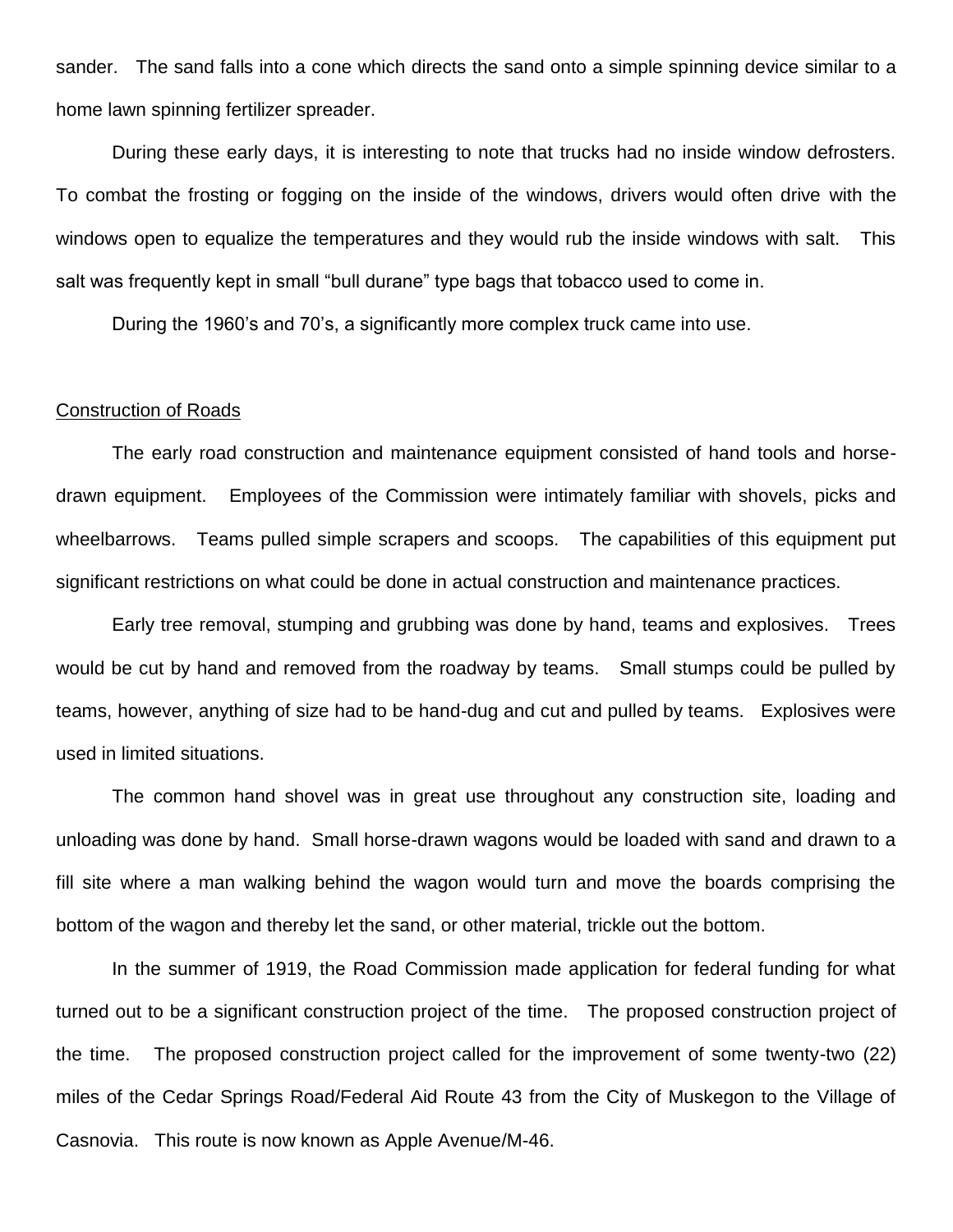sander. The sand falls into a cone which directs the sand onto a simple spinning device similar to a home lawn spinning fertilizer spreader.

During these early days, it is interesting to note that trucks had no inside window defrosters. To combat the frosting or fogging on the inside of the windows, drivers would often drive with the windows open to equalize the temperatures and they would rub the inside windows with salt. This salt was frequently kept in small "bull durane" type bags that tobacco used to come in.

During the 1960's and 70's, a significantly more complex truck came into use.

## Construction of Roads

The early road construction and maintenance equipment consisted of hand tools and horse-drawn equipment. Employees of the Commission were intimately familiar with shovels, picks and wheelbarrows. Teams pulled simple scrapers and scoops. The capabilities of this equipment put significant restrictions on what could be done in actual construction and maintenance practices.

Early tree removal, stumping and grubbing was done by hand, teams and explosives. Trees would be cut by hand and removed from the roadway by teams. Small stumps could be pulled by teams, however, anything of size had to be hand-dug and cut and pulled by teams. Explosives were used in limited situations.

The common hand shovel was in great use throughout any construction site, loading and unloading was done by hand. Small horse-drawn wagons would be loaded with sand and drawn to a fill site where a man walking behind the wagon would turn and move the boards comprising the bottom of the wagon and thereby let the sand, or other material, trickle out the bottom.

In the summer of 1919, the Road Commission made application for federal funding for what turned out to be a significant construction project of the time. The proposed construction project of the time. The proposed construction project called for the improvement of some twenty-two (22) miles of the Cedar Springs Road/Federal Aid Route 43 from the City of Muskegon to the Village of Casnovia. This route is now known as Apple Avenue/M-46.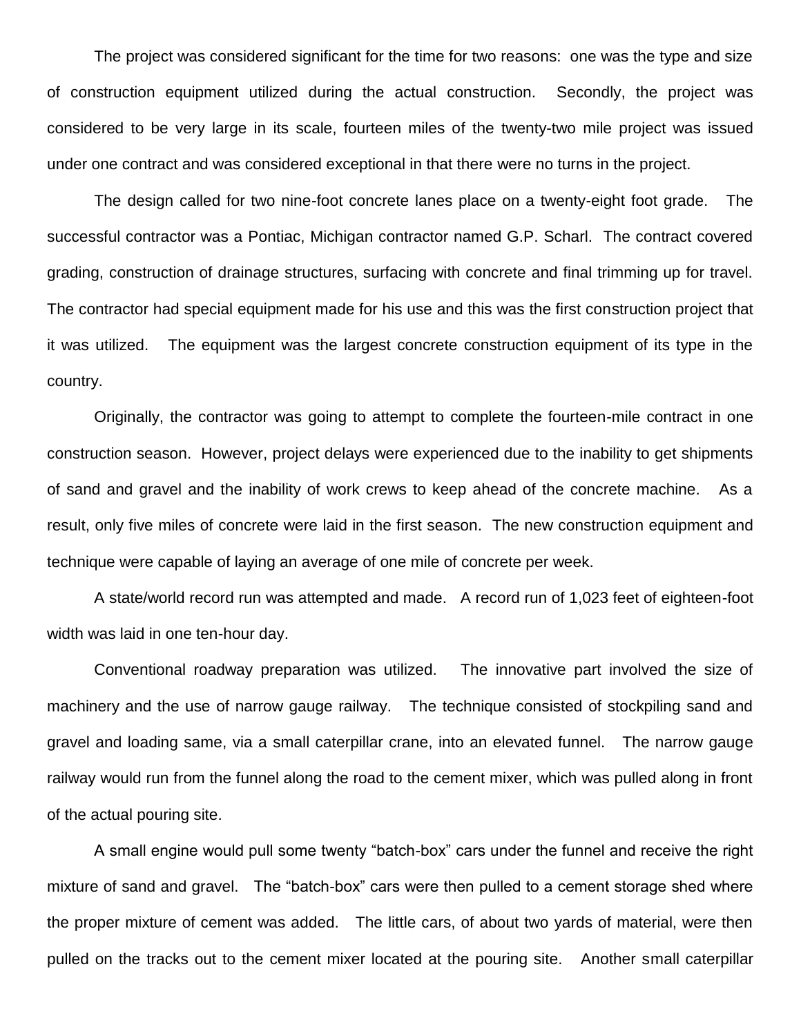The project was considered significant for the time for two reasons: one was the type and size of construction equipment utilized during the actual construction. Secondly, the project was considered to be very large in its scale, fourteen miles of the twenty-two mile project was issued under one contract and was considered exceptional in that there were no turns in the project.

The design called for two nine-foot concrete lanes place on a twenty-eight foot grade. The successful contractor was a Pontiac, Michigan contractor named G.P. Scharl. The contract covered grading, construction of drainage structures, surfacing with concrete and final trimming up for travel. The contractor had special equipment made for his use and this was the first construction project that it was utilized. The equipment was the largest concrete construction equipment of its type in the country.

Originally, the contractor was going to attempt to complete the fourteen-mile contract in one construction season. However, project delays were experienced due to the inability to get shipments of sand and gravel and the inability of work crews to keep ahead of the concrete machine. As a result, only five miles of concrete were laid in the first season. The new construction equipment and technique were capable of laying an average of one mile of concrete per week.

A state/world record run was attempted and made. A record run of 1,023 feet of eighteen-foot width was laid in one ten-hour day.

Conventional roadway preparation was utilized. The innovative part involved the size of machinery and the use of narrow gauge railway. The technique consisted of stockpiling sand and gravel and loading same, via a small caterpillar crane, into an elevated funnel. The narrow gauge railway would run from the funnel along the road to the cement mixer, which was pulled along in front of the actual pouring site.

A small engine would pull some twenty "batch-box" cars under the funnel and receive the right mixture of sand and gravel. The "batch-box" cars were then pulled to a cement storage shed where the proper mixture of cement was added. The little cars, of about two yards of material, were then pulled on the tracks out to the cement mixer located at the pouring site. Another small caterpillar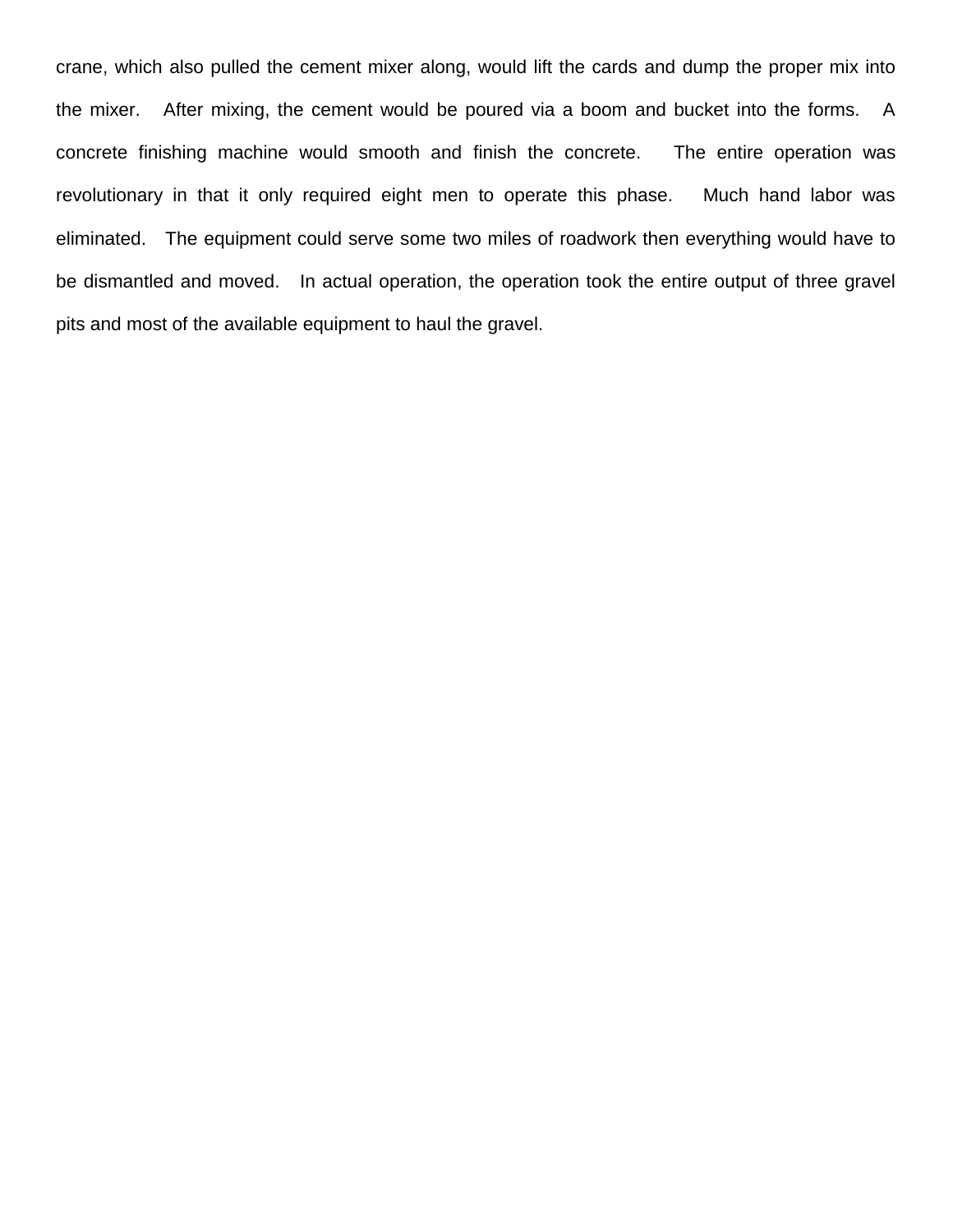crane, which also pulled the cement mixer along, would lift the cards and dump the proper mix into the mixer. After mixing, the cement would be poured via a boom and bucket into the forms. A concrete finishing machine would smooth and finish the concrete. The entire operation was revolutionary in that it only required eight men to operate this phase. Much hand labor was eliminated. The equipment could serve some two miles of roadwork then everything would have to be dismantled and moved. In actual operation, the operation took the entire output of three gravel pits and most of the available equipment to haul the gravel.